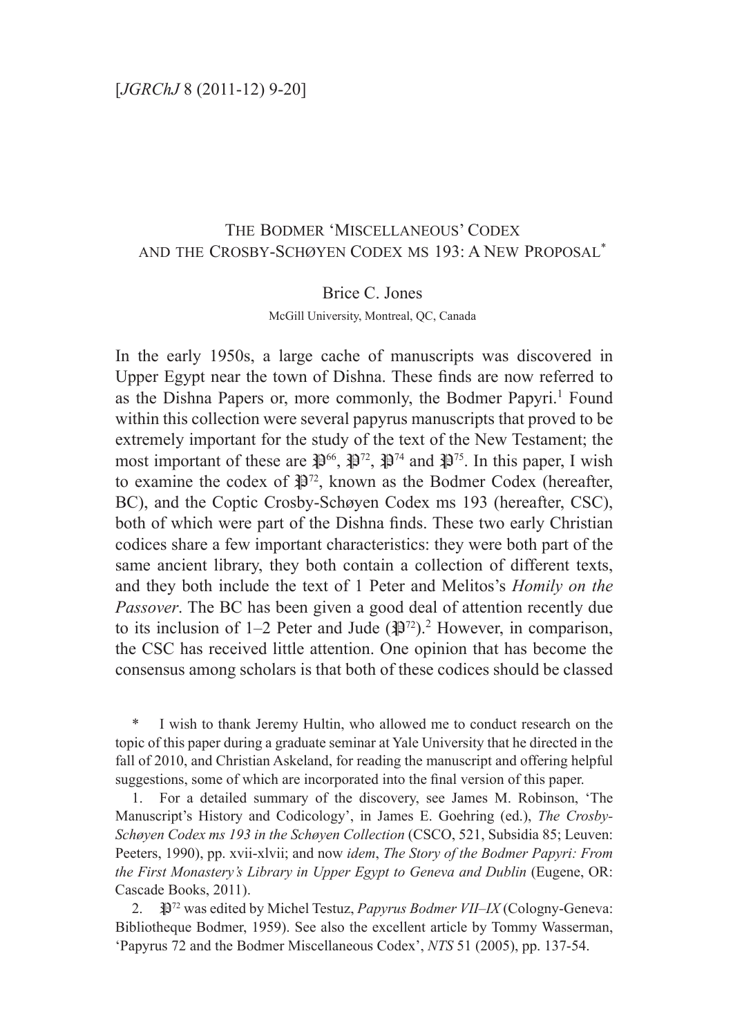# The Bodmer 'Miscellaneous' Codex and the Crosby-Schøyen Codex ms 193: A New Proposal*

Brice C. Jones

McGill University, Montreal, QC, Canada

In the early 1950s, a large cache of manuscripts was discovered in Upper Egypt near the town of Dishna. These finds are now referred to as the Dishna Papers or, more commonly, the Bodmer Papyri.[1] Found within this collection were several papyrus manuscripts that proved to be extremely important for the study of the text of the New Testament; the most important of these are 𝔓$^{66}$, 𝔓$^{72}$, 𝔓$^{74}$ and 𝔓$^{75}$. In this paper, I wish to examine the codex of 𝔓$^{72}$, known as the Bodmer Codex (hereafter, BC), and the Coptic Crosby-Schøyen Codex ms 193 (hereafter, CSC), both of which were part of the Dishna finds. These two early Christian codices share a few important characteristics: they were both part of the same ancient library, they both contain a collection of different texts, and they both include the text of 1 Peter and Melitos's *Homily on the Passover*. The BC has been given a good deal of attention recently due to its inclusion of 1–2 Peter and Jude (𝔓$^{72}$).[2] However, in comparison, the CSC has received little attention. One opinion that has become the consensus among scholars is that both of these codices should be classed

\* I wish to thank Jeremy Hultin, who allowed me to conduct research on the topic of this paper during a graduate seminar at Yale University that he directed in the fall of 2010, and Christian Askeland, for reading the manuscript and offering helpful suggestions, some of which are incorporated into the final version of this paper.

1. For a detailed summary of the discovery, see James M. Robinson, 'The Manuscript's History and Codicology', in James E. Goehring (ed.), *The Crosby-Schøyen Codex ms 193 in the Schøyen Collection* (CSCO, 521, Subsidia 85; Leuven: Peeters, 1990), pp. xvii-xlvii; and now *idem*, *The Story of the Bodmer Papyri: From the First Monastery's Library in Upper Egypt to Geneva and Dublin* (Eugene, OR: Cascade Books, 2011).

2. 𝔓$^{72}$ was edited by Michel Testuz, *Papyrus Bodmer VII–IX* (Cologny-Geneva: Bibliotheque Bodmer, 1959). See also the excellent article by Tommy Wasserman, 'Papyrus 72 and the Bodmer Miscellaneous Codex', *NTS* 51 (2005), pp. 137-54.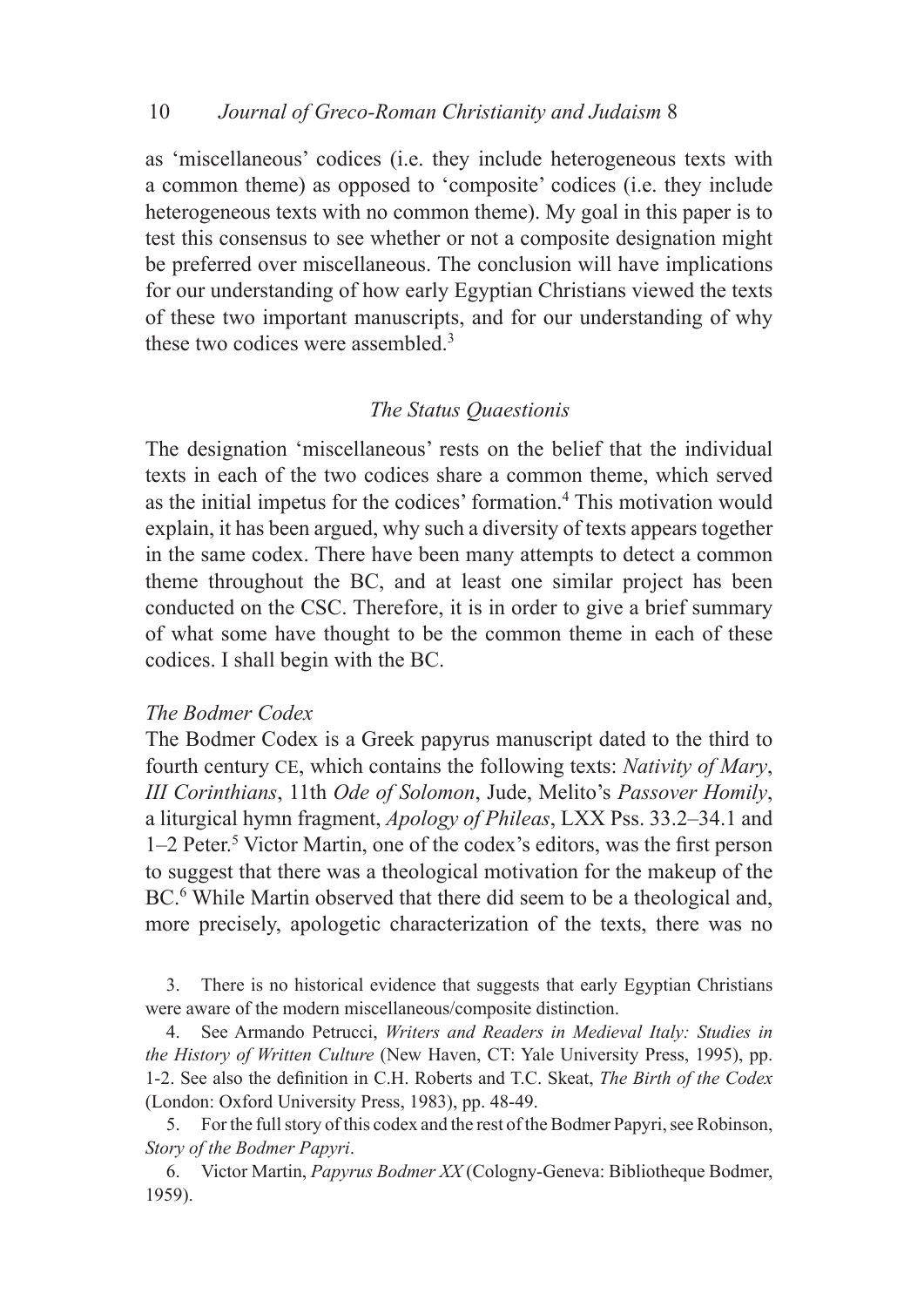as 'miscellaneous' codices (i.e. they include heterogeneous texts with a common theme) as opposed to 'composite' codices (i.e. they include heterogeneous texts with no common theme). My goal in this paper is to test this consensus to see whether or not a composite designation might be preferred over miscellaneous. The conclusion will have implications for our understanding of how early Egyptian Christians viewed the texts of these two important manuscripts, and for our understanding of why these two codices were assembled.[3]

### *The Status Quaestionis*

The designation 'miscellaneous' rests on the belief that the individual texts in each of the two codices share a common theme, which served as the initial impetus for the codices' formation.[4] This motivation would explain, it has been argued, why such a diversity of texts appears together in the same codex. There have been many attempts to detect a common theme throughout the BC, and at least one similar project has been conducted on the CSC. Therefore, it is in order to give a brief summary of what some have thought to be the common theme in each of these codices. I shall begin with the BC.

#### *The Bodmer Codex*

The Bodmer Codex is a Greek papyrus manuscript dated to the third to fourth century CE, which contains the following texts: *Nativity of Mary*, *III Corinthians*, 11th *Ode of Solomon*, Jude, Melito's *Passover Homily*, a liturgical hymn fragment, *Apology of Phileas*, LXX Pss. 33.2–34.1 and 1–2 Peter.[5] Victor Martin, one of the codex's editors, was the first person to suggest that there was a theological motivation for the makeup of the BC.[6] While Martin observed that there did seem to be a theological and, more precisely, apologetic characterization of the texts, there was no

3. There is no historical evidence that suggests that early Egyptian Christians were aware of the modern miscellaneous/composite distinction.

4. See Armando Petrucci, *Writers and Readers in Medieval Italy: Studies in the History of Written Culture* (New Haven, CT: Yale University Press, 1995), pp. 1-2. See also the definition in C.H. Roberts and T.C. Skeat, *The Birth of the Codex* (London: Oxford University Press, 1983), pp. 48-49.

5. For the full story of this codex and the rest of the Bodmer Papyri, see Robinson, *Story of the Bodmer Papyri*.

6. Victor Martin, *Papyrus Bodmer XX* (Cologny-Geneva: Bibliotheque Bodmer, 1959).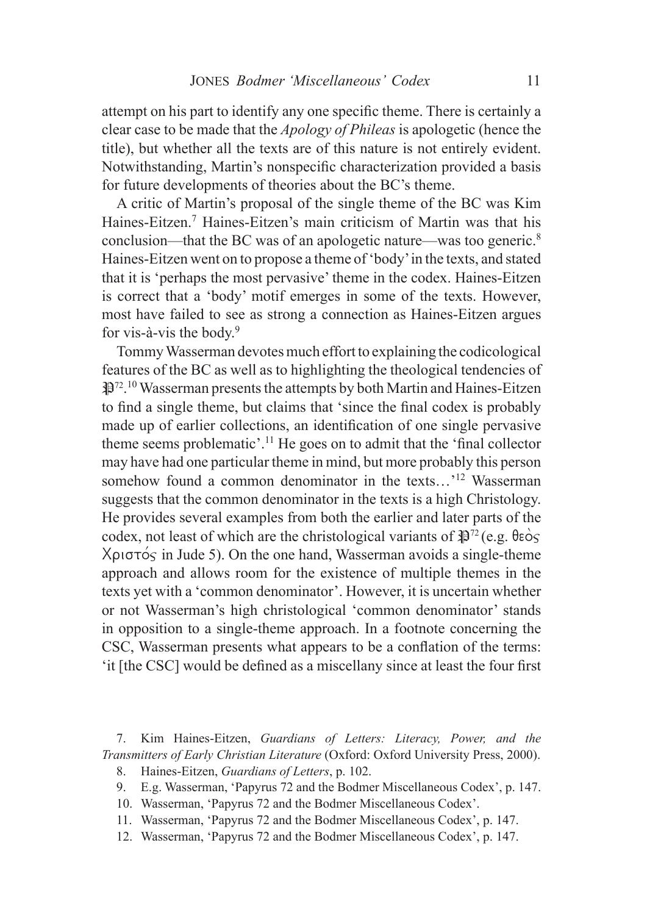attempt on his part to identify any one specific theme. There is certainly a clear case to be made that the *Apology of Phileas* is apologetic (hence the title), but whether all the texts are of this nature is not entirely evident. Notwithstanding, Martin's nonspecific characterization provided a basis for future developments of theories about the BC's theme.

A critic of Martin's proposal of the single theme of the BC was Kim Haines-Eitzen.[7] Haines-Eitzen's main criticism of Martin was that his conclusion—that the BC was of an apologetic nature—was too generic.[8] Haines-Eitzen went on to propose a theme of 'body' in the texts, and stated that it is 'perhaps the most pervasive' theme in the codex. Haines-Eitzen is correct that a 'body' motif emerges in some of the texts. However, most have failed to see as strong a connection as Haines-Eitzen argues for vis-à-vis the body.[9]

Tommy Wasserman devotes much effort to explaining the codicological features of the BC as well as to highlighting the theological tendencies of 𝔓[72].[10] Wasserman presents the attempts by both Martin and Haines-Eitzen to find a single theme, but claims that 'since the final codex is probably made up of earlier collections, an identification of one single pervasive theme seems problematic'.[11] He goes on to admit that the 'final collector may have had one particular theme in mind, but more probably this person somehow found a common denominator in the texts…'[12] Wasserman suggests that the common denominator in the texts is a high Christology. He provides several examples from both the earlier and later parts of the codex, not least of which are the christological variants of 𝔓[72] (e.g. θεὸς Χριστός in Jude 5). On the one hand, Wasserman avoids a single-theme approach and allows room for the existence of multiple themes in the texts yet with a 'common denominator'. However, it is uncertain whether or not Wasserman's high christological 'common denominator' stands in opposition to a single-theme approach. In a footnote concerning the CSC, Wasserman presents what appears to be a conflation of the terms: 'it [the CSC] would be defined as a miscellany since at least the four first

7. Kim Haines-Eitzen, *Guardians of Letters: Literacy, Power, and the Transmitters of Early Christian Literature* (Oxford: Oxford University Press, 2000).

8. Haines-Eitzen, *Guardians of Letters*, p. 102.

9. E.g. Wasserman, 'Papyrus 72 and the Bodmer Miscellaneous Codex', p. 147.

10. Wasserman, 'Papyrus 72 and the Bodmer Miscellaneous Codex'.

11. Wasserman, 'Papyrus 72 and the Bodmer Miscellaneous Codex', p. 147.

12. Wasserman, 'Papyrus 72 and the Bodmer Miscellaneous Codex', p. 147.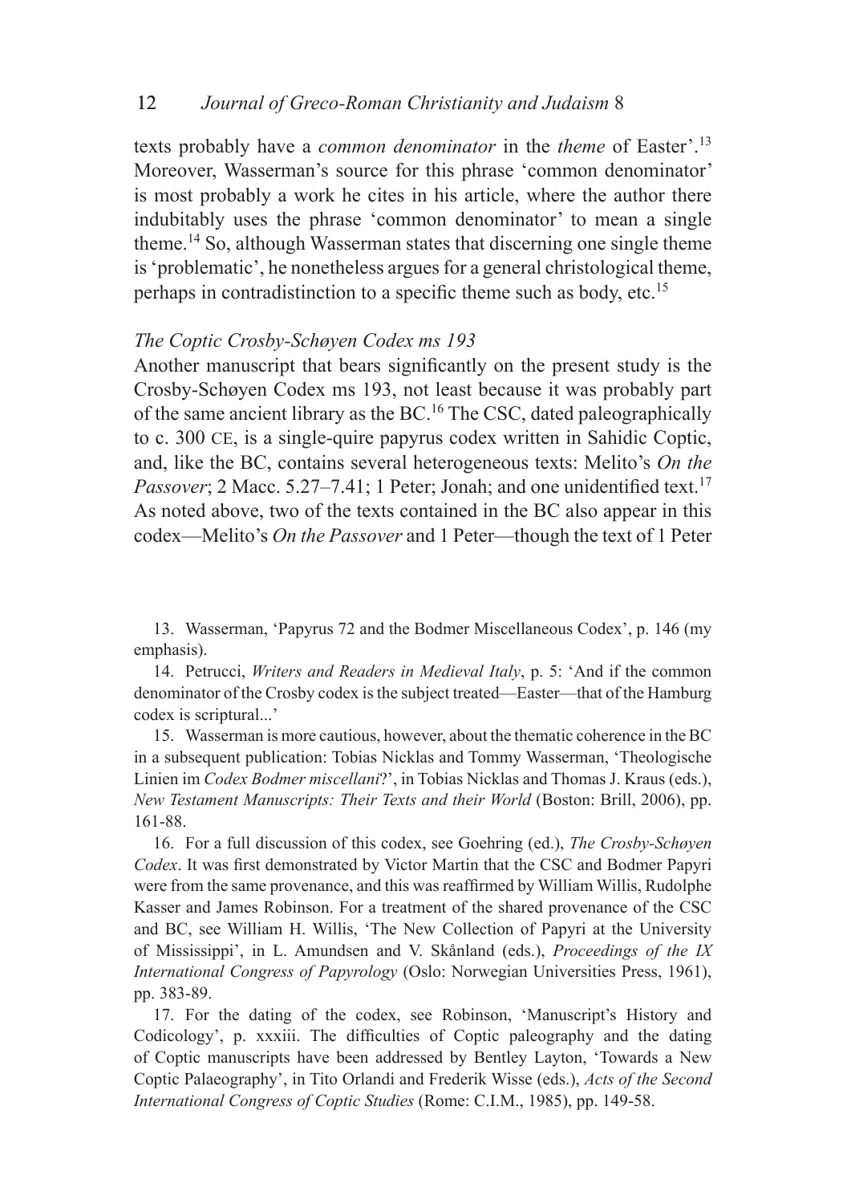texts probably have a *common denominator* in the *theme* of Easter'.[13] Moreover, Wasserman's source for this phrase 'common denominator' is most probably a work he cites in his article, where the author there indubitably uses the phrase 'common denominator' to mean a single theme.[14] So, although Wasserman states that discerning one single theme is 'problematic', he nonetheless argues for a general christological theme, perhaps in contradistinction to a specific theme such as body, etc.[15]

*The Coptic Crosby-Schøyen Codex ms 193*

Another manuscript that bears significantly on the present study is the Crosby-Schøyen Codex ms 193, not least because it was probably part of the same ancient library as the BC.[16] The CSC, dated paleographically to c. 300 CE, is a single-quire papyrus codex written in Sahidic Coptic, and, like the BC, contains several heterogeneous texts: Melito's *On the Passover*; 2 Macc. 5.27–7.41; 1 Peter; Jonah; and one unidentified text.[17] As noted above, two of the texts contained in the BC also appear in this codex—Melito's *On the Passover* and 1 Peter—though the text of 1 Peter

13. Wasserman, 'Papyrus 72 and the Bodmer Miscellaneous Codex', p. 146 (my emphasis).

14. Petrucci, *Writers and Readers in Medieval Italy*, p. 5: 'And if the common denominator of the Crosby codex is the subject treated—Easter—that of the Hamburg codex is scriptural...'

15. Wasserman is more cautious, however, about the thematic coherence in the BC in a subsequent publication: Tobias Nicklas and Tommy Wasserman, 'Theologische Linien im *Codex Bodmer miscellani*?', in Tobias Nicklas and Thomas J. Kraus (eds.), *New Testament Manuscripts: Their Texts and their World* (Boston: Brill, 2006), pp. 161-88.

16. For a full discussion of this codex, see Goehring (ed.), *The Crosby-Schøyen Codex*. It was first demonstrated by Victor Martin that the CSC and Bodmer Papyri were from the same provenance, and this was reaffirmed by William Willis, Rudolphe Kasser and James Robinson. For a treatment of the shared provenance of the CSC and BC, see William H. Willis, 'The New Collection of Papyri at the University of Mississippi', in L. Amundsen and V. Skånland (eds.), *Proceedings of the IX International Congress of Papyrology* (Oslo: Norwegian Universities Press, 1961), pp. 383-89.

17. For the dating of the codex, see Robinson, 'Manuscript's History and Codicology', p. xxxiii. The difficulties of Coptic paleography and the dating of Coptic manuscripts have been addressed by Bentley Layton, 'Towards a New Coptic Palaeography', in Tito Orlandi and Frederik Wisse (eds.), *Acts of the Second International Congress of Coptic Studies* (Rome: C.I.M., 1985), pp. 149-58.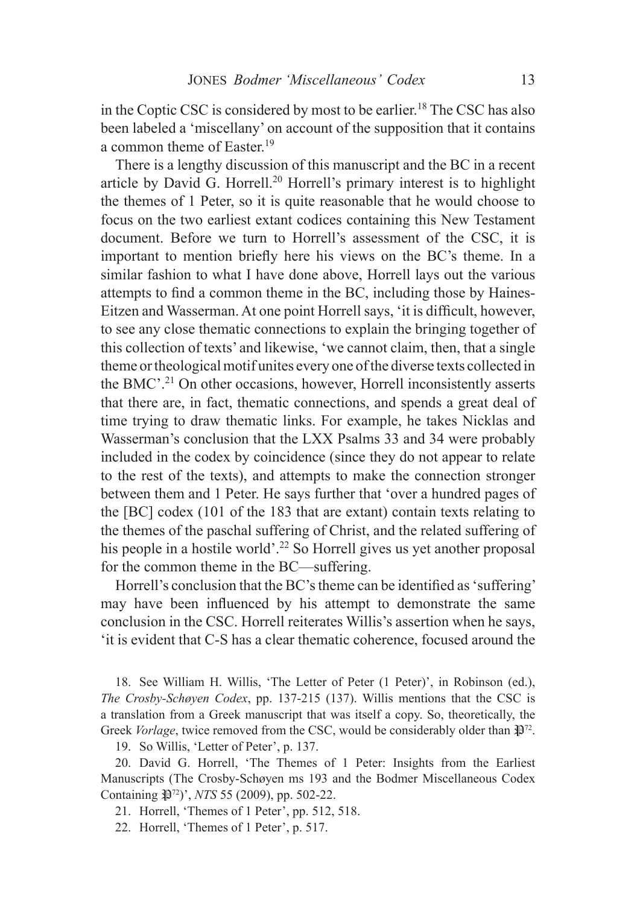in the Coptic CSC is considered by most to be earlier.[18] The CSC has also been labeled a 'miscellany' on account of the supposition that it contains a common theme of Easter.[19]

There is a lengthy discussion of this manuscript and the BC in a recent article by David G. Horrell.[20] Horrell's primary interest is to highlight the themes of 1 Peter, so it is quite reasonable that he would choose to focus on the two earliest extant codices containing this New Testament document. Before we turn to Horrell's assessment of the CSC, it is important to mention briefly here his views on the BC's theme. In a similar fashion to what I have done above, Horrell lays out the various attempts to find a common theme in the BC, including those by Haines-Eitzen and Wasserman. At one point Horrell says, 'it is difficult, however, to see any close thematic connections to explain the bringing together of this collection of texts' and likewise, 'we cannot claim, then, that a single theme or theological motif unites every one of the diverse texts collected in the BMC'.[21] On other occasions, however, Horrell inconsistently asserts that there are, in fact, thematic connections, and spends a great deal of time trying to draw thematic links. For example, he takes Nicklas and Wasserman's conclusion that the LXX Psalms 33 and 34 were probably included in the codex by coincidence (since they do not appear to relate to the rest of the texts), and attempts to make the connection stronger between them and 1 Peter. He says further that 'over a hundred pages of the [BC] codex (101 of the 183 that are extant) contain texts relating to the themes of the paschal suffering of Christ, and the related suffering of his people in a hostile world'.[22] So Horrell gives us yet another proposal for the common theme in the BC—suffering.

Horrell's conclusion that the BC's theme can be identified as 'suffering' may have been influenced by his attempt to demonstrate the same conclusion in the CSC. Horrell reiterates Willis's assertion when he says, 'it is evident that C-S has a clear thematic coherence, focused around the

18. See William H. Willis, 'The Letter of Peter (1 Peter)', in Robinson (ed.), *The Crosby-Schøyen Codex*, pp. 137-215 (137). Willis mentions that the CSC is a translation from a Greek manuscript that was itself a copy. So, theoretically, the Greek *Vorlage*, twice removed from the CSC, would be considerably older than $\mathfrak{P}^{72}$.

19. So Willis, 'Letter of Peter', p. 137.

20. David G. Horrell, 'The Themes of 1 Peter: Insights from the Earliest Manuscripts (The Crosby-Schøyen ms 193 and the Bodmer Miscellaneous Codex Containing $\mathfrak{P}^{72}$)', *NTS* 55 (2009), pp. 502-22.

21. Horrell, 'Themes of 1 Peter', pp. 512, 518.

22. Horrell, 'Themes of 1 Peter', p. 517.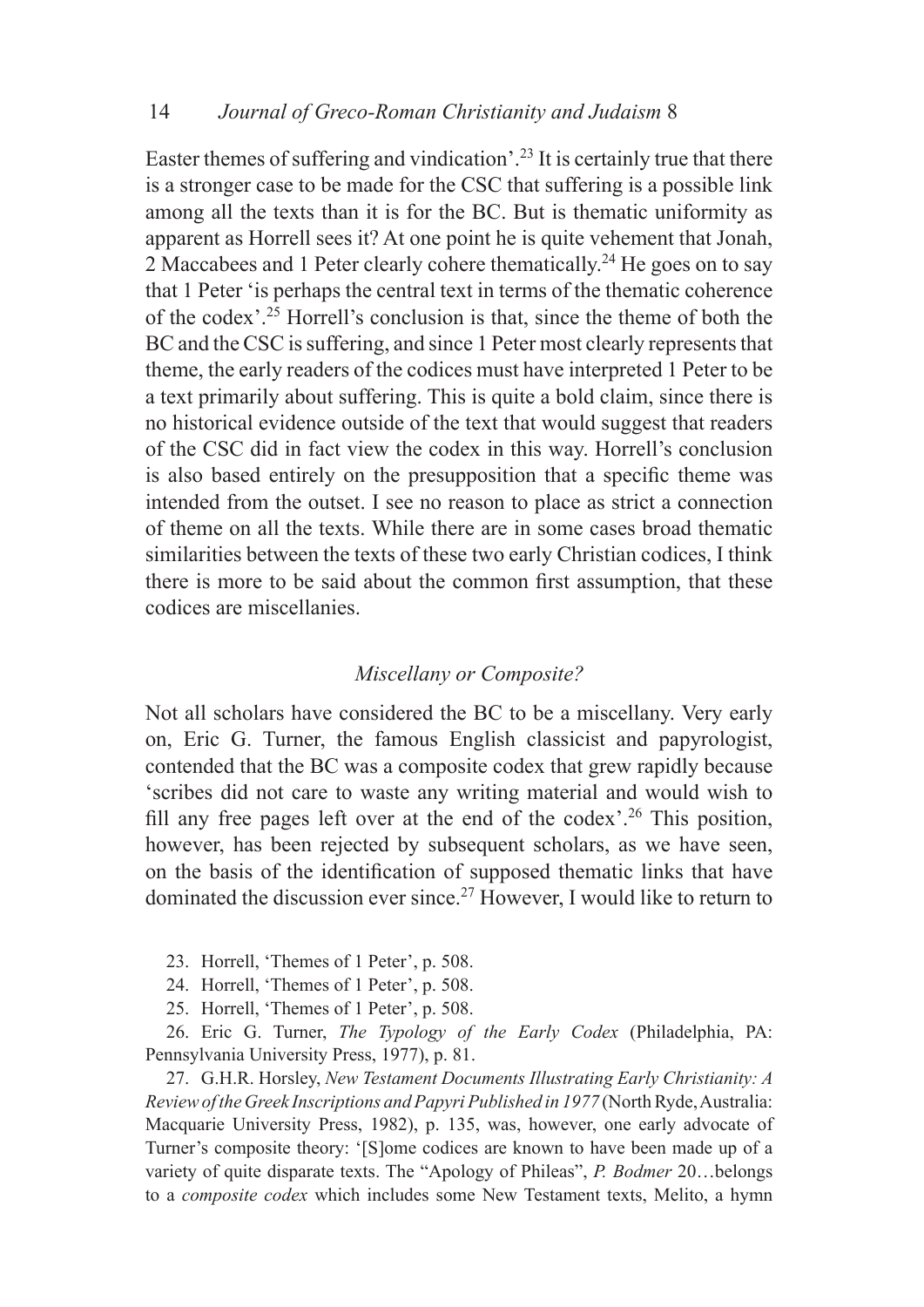Easter themes of suffering and vindication'.[23] It is certainly true that there is a stronger case to be made for the CSC that suffering is a possible link among all the texts than it is for the BC. But is thematic uniformity as apparent as Horrell sees it? At one point he is quite vehement that Jonah, 2 Maccabees and 1 Peter clearly cohere thematically.[24] He goes on to say that 1 Peter 'is perhaps the central text in terms of the thematic coherence of the codex'.[25] Horrell's conclusion is that, since the theme of both the BC and the CSC is suffering, and since 1 Peter most clearly represents that theme, the early readers of the codices must have interpreted 1 Peter to be a text primarily about suffering. This is quite a bold claim, since there is no historical evidence outside of the text that would suggest that readers of the CSC did in fact view the codex in this way. Horrell's conclusion is also based entirely on the presupposition that a specific theme was intended from the outset. I see no reason to place as strict a connection of theme on all the texts. While there are in some cases broad thematic similarities between the texts of these two early Christian codices, I think there is more to be said about the common first assumption, that these codices are miscellanies.

### *Miscellany or Composite?*

Not all scholars have considered the BC to be a miscellany. Very early on, Eric G. Turner, the famous English classicist and papyrologist, contended that the BC was a composite codex that grew rapidly because 'scribes did not care to waste any writing material and would wish to fill any free pages left over at the end of the codex'.[26] This position, however, has been rejected by subsequent scholars, as we have seen, on the basis of the identification of supposed thematic links that have dominated the discussion ever since.[27] However, I would like to return to

23. Horrell, 'Themes of 1 Peter', p. 508.

24. Horrell, 'Themes of 1 Peter', p. 508.

25. Horrell, 'Themes of 1 Peter', p. 508.

26. Eric G. Turner, *The Typology of the Early Codex* (Philadelphia, PA: Pennsylvania University Press, 1977), p. 81.

27. G.H.R. Horsley, *New Testament Documents Illustrating Early Christianity: A Review of the Greek Inscriptions and Papyri Published in 1977* (North Ryde, Australia: Macquarie University Press, 1982), p. 135, was, however, one early advocate of Turner's composite theory: '[S]ome codices are known to have been made up of a variety of quite disparate texts. The "Apology of Phileas", *P. Bodmer* 20…belongs to a *composite codex* which includes some New Testament texts, Melito, a hymn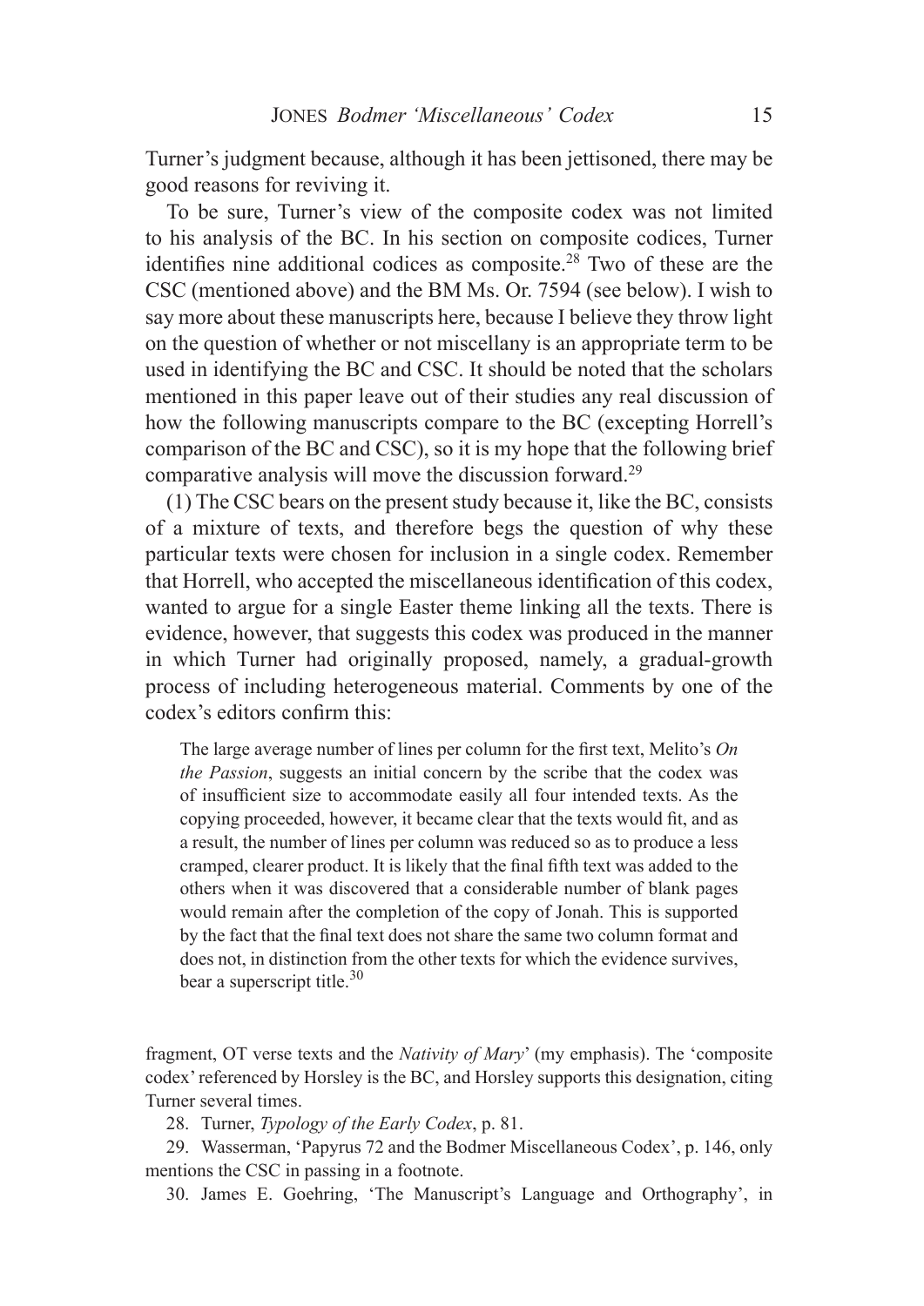Turner's judgment because, although it has been jettisoned, there may be good reasons for reviving it.

To be sure, Turner's view of the composite codex was not limited to his analysis of the BC. In his section on composite codices, Turner identifies nine additional codices as composite.[28] Two of these are the CSC (mentioned above) and the BM Ms. Or. 7594 (see below). I wish to say more about these manuscripts here, because I believe they throw light on the question of whether or not miscellany is an appropriate term to be used in identifying the BC and CSC. It should be noted that the scholars mentioned in this paper leave out of their studies any real discussion of how the following manuscripts compare to the BC (excepting Horrell's comparison of the BC and CSC), so it is my hope that the following brief comparative analysis will move the discussion forward.[29]

(1) The CSC bears on the present study because it, like the BC, consists of a mixture of texts, and therefore begs the question of why these particular texts were chosen for inclusion in a single codex. Remember that Horrell, who accepted the miscellaneous identification of this codex, wanted to argue for a single Easter theme linking all the texts. There is evidence, however, that suggests this codex was produced in the manner in which Turner had originally proposed, namely, a gradual-growth process of including heterogeneous material. Comments by one of the codex's editors confirm this:

> The large average number of lines per column for the first text, Melito's *On the Passion*, suggests an initial concern by the scribe that the codex was of insufficient size to accommodate easily all four intended texts. As the copying proceeded, however, it became clear that the texts would fit, and as a result, the number of lines per column was reduced so as to produce a less cramped, clearer product. It is likely that the final fifth text was added to the others when it was discovered that a considerable number of blank pages would remain after the completion of the copy of Jonah. This is supported by the fact that the final text does not share the same two column format and does not, in distinction from the other texts for which the evidence survives, bear a superscript title.[30]

fragment, OT verse texts and the *Nativity of Mary*' (my emphasis). The 'composite codex' referenced by Horsley is the BC, and Horsley supports this designation, citing Turner several times.

28. Turner, *Typology of the Early Codex*, p. 81.

29. Wasserman, 'Papyrus 72 and the Bodmer Miscellaneous Codex', p. 146, only mentions the CSC in passing in a footnote.

30. James E. Goehring, 'The Manuscript's Language and Orthography', in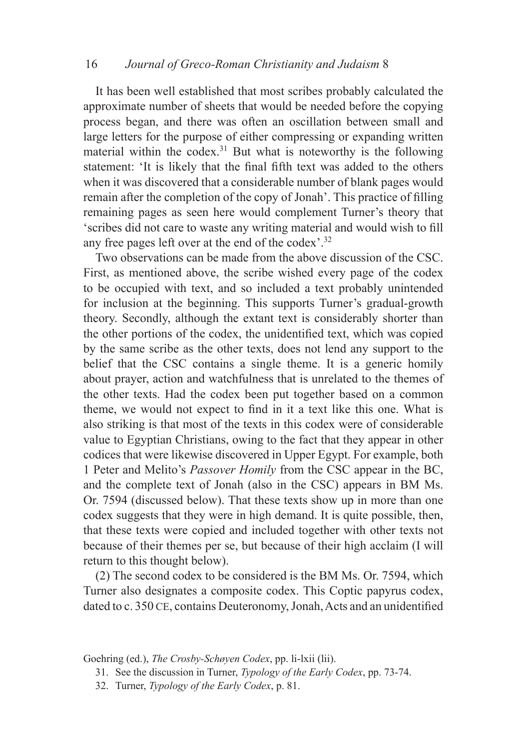It has been well established that most scribes probably calculated the approximate number of sheets that would be needed before the copying process began, and there was often an oscillation between small and large letters for the purpose of either compressing or expanding written material within the codex.[31] But what is noteworthy is the following statement: 'It is likely that the final fifth text was added to the others when it was discovered that a considerable number of blank pages would remain after the completion of the copy of Jonah'. This practice of filling remaining pages as seen here would complement Turner's theory that 'scribes did not care to waste any writing material and would wish to fill any free pages left over at the end of the codex'.[32]

Two observations can be made from the above discussion of the CSC. First, as mentioned above, the scribe wished every page of the codex to be occupied with text, and so included a text probably unintended for inclusion at the beginning. This supports Turner's gradual-growth theory. Secondly, although the extant text is considerably shorter than the other portions of the codex, the unidentified text, which was copied by the same scribe as the other texts, does not lend any support to the belief that the CSC contains a single theme. It is a generic homily about prayer, action and watchfulness that is unrelated to the themes of the other texts. Had the codex been put together based on a common theme, we would not expect to find in it a text like this one. What is also striking is that most of the texts in this codex were of considerable value to Egyptian Christians, owing to the fact that they appear in other codices that were likewise discovered in Upper Egypt. For example, both 1 Peter and Melito's *Passover Homily* from the CSC appear in the BC, and the complete text of Jonah (also in the CSC) appears in BM Ms. Or. 7594 (discussed below). That these texts show up in more than one codex suggests that they were in high demand. It is quite possible, then, that these texts were copied and included together with other texts not because of their themes per se, but because of their high acclaim (I will return to this thought below).

(2) The second codex to be considered is the BM Ms. Or. 7594, which Turner also designates a composite codex. This Coptic papyrus codex, dated to c. 350 CE, contains Deuteronomy, Jonah, Acts and an unidentified

Goehring (ed.), *The Crosby-Schøyen Codex*, pp. li-lxii (lii).

31. See the discussion in Turner, *Typology of the Early Codex*, pp. 73-74.

32. Turner, *Typology of the Early Codex*, p. 81.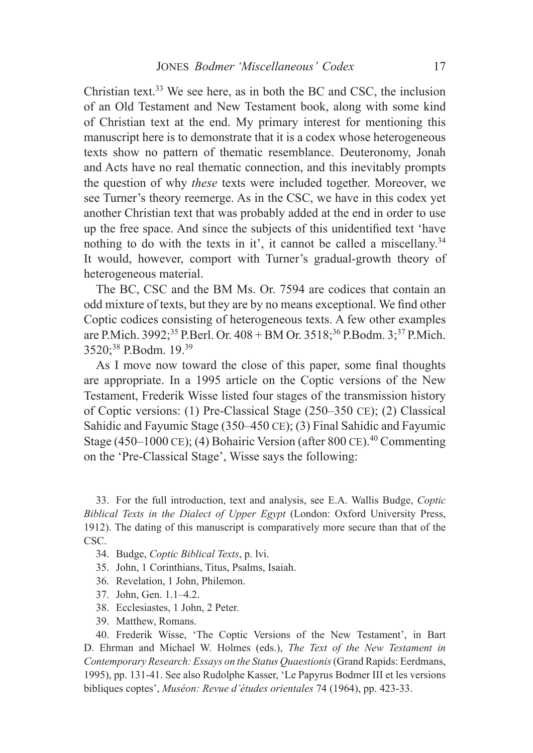Christian text.[33] We see here, as in both the BC and CSC, the inclusion of an Old Testament and New Testament book, along with some kind of Christian text at the end. My primary interest for mentioning this manuscript here is to demonstrate that it is a codex whose heterogeneous texts show no pattern of thematic resemblance. Deuteronomy, Jonah and Acts have no real thematic connection, and this inevitably prompts the question of why *these* texts were included together. Moreover, we see Turner's theory reemerge. As in the CSC, we have in this codex yet another Christian text that was probably added at the end in order to use up the free space. And since the subjects of this unidentified text 'have nothing to do with the texts in it', it cannot be called a miscellany.[34] It would, however, comport with Turner's gradual-growth theory of heterogeneous material.

The BC, CSC and the BM Ms. Or. 7594 are codices that contain an odd mixture of texts, but they are by no means exceptional. We find other Coptic codices consisting of heterogeneous texts. A few other examples are P.Mich. 3992;[35] P.Berl. Or. 408 + BM Or. 3518;[36] P.Bodm. 3;[37] P.Mich. 3520;[38] P.Bodm. 19.[39]

As I move now toward the close of this paper, some final thoughts are appropriate. In a 1995 article on the Coptic versions of the New Testament, Frederik Wisse listed four stages of the transmission history of Coptic versions: (1) Pre-Classical Stage (250–350 CE); (2) Classical Sahidic and Fayumic Stage (350–450 CE); (3) Final Sahidic and Fayumic Stage (450–1000 CE); (4) Bohairic Version (after 800 CE).[40] Commenting on the 'Pre-Classical Stage', Wisse says the following:

33. For the full introduction, text and analysis, see E.A. Wallis Budge, *Coptic Biblical Texts in the Dialect of Upper Egypt* (London: Oxford University Press, 1912). The dating of this manuscript is comparatively more secure than that of the CSC.

34. Budge, *Coptic Biblical Texts*, p. lvi.

35. John, 1 Corinthians, Titus, Psalms, Isaiah.

36. Revelation, 1 John, Philemon.

37. John, Gen. 1.1–4.2.

38. Ecclesiastes, 1 John, 2 Peter.

39. Matthew, Romans.

40. Frederik Wisse, 'The Coptic Versions of the New Testament', in Bart D. Ehrman and Michael W. Holmes (eds.), *The Text of the New Testament in Contemporary Research: Essays on the Status Quaestionis* (Grand Rapids: Eerdmans, 1995), pp. 131-41. See also Rudolphe Kasser, 'Le Papyrus Bodmer III et les versions bibliques coptes', *Muséon: Revue d'études orientales* 74 (1964), pp. 423-33.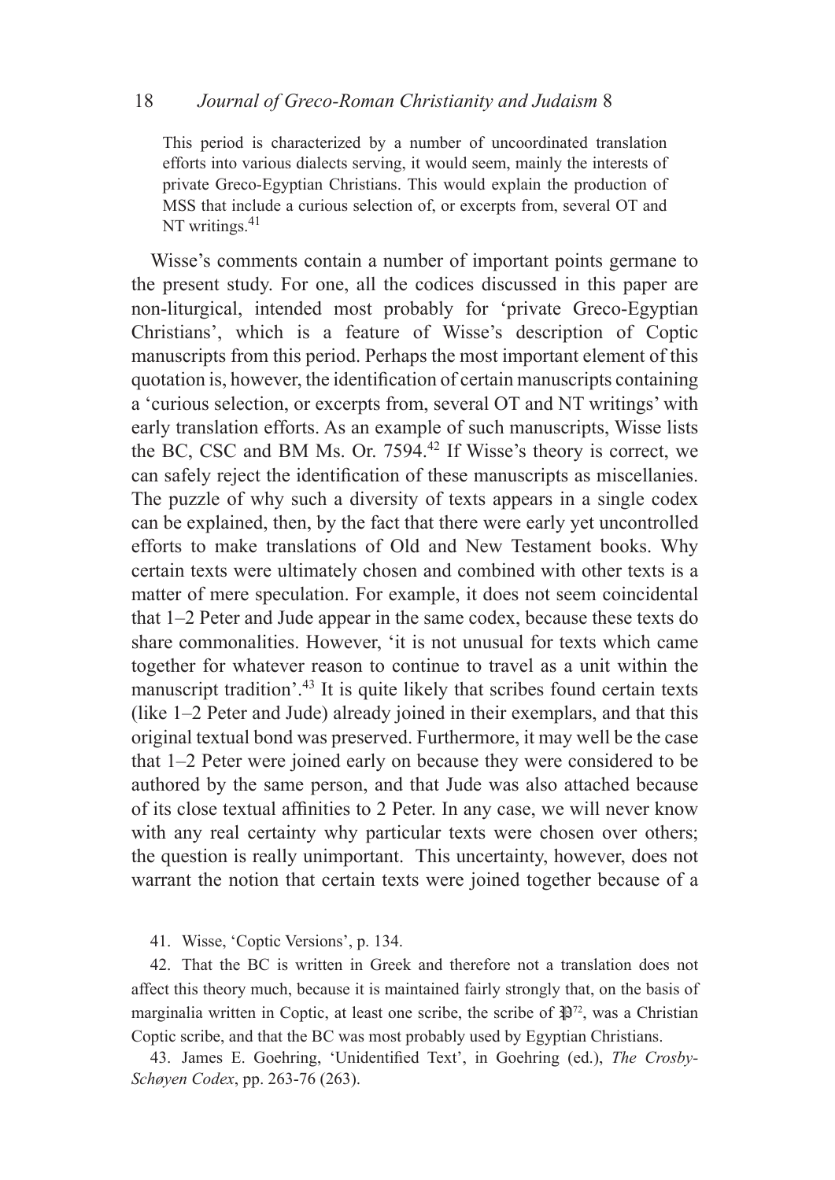> This period is characterized by a number of uncoordinated translation efforts into various dialects serving, it would seem, mainly the interests of private Greco-Egyptian Christians. This would explain the production of MSS that include a curious selection of, or excerpts from, several OT and NT writings.[41]

Wisse's comments contain a number of important points germane to the present study. For one, all the codices discussed in this paper are non-liturgical, intended most probably for 'private Greco-Egyptian Christians', which is a feature of Wisse's description of Coptic manuscripts from this period. Perhaps the most important element of this quotation is, however, the identification of certain manuscripts containing a 'curious selection, or excerpts from, several OT and NT writings' with early translation efforts. As an example of such manuscripts, Wisse lists the BC, CSC and BM Ms. Or. 7594.[42] If Wisse's theory is correct, we can safely reject the identification of these manuscripts as miscellanies. The puzzle of why such a diversity of texts appears in a single codex can be explained, then, by the fact that there were early yet uncontrolled efforts to make translations of Old and New Testament books. Why certain texts were ultimately chosen and combined with other texts is a matter of mere speculation. For example, it does not seem coincidental that 1–2 Peter and Jude appear in the same codex, because these texts do share commonalities. However, 'it is not unusual for texts which came together for whatever reason to continue to travel as a unit within the manuscript tradition'.[43] It is quite likely that scribes found certain texts (like 1–2 Peter and Jude) already joined in their exemplars, and that this original textual bond was preserved. Furthermore, it may well be the case that 1–2 Peter were joined early on because they were considered to be authored by the same person, and that Jude was also attached because of its close textual affinities to 2 Peter. In any case, we will never know with any real certainty why particular texts were chosen over others; the question is really unimportant. This uncertainty, however, does not warrant the notion that certain texts were joined together because of a

41. Wisse, 'Coptic Versions', p. 134.

42. That the BC is written in Greek and therefore not a translation does not affect this theory much, because it is maintained fairly strongly that, on the basis of marginalia written in Coptic, at least one scribe, the scribe of 𝔓[72], was a Christian Coptic scribe, and that the BC was most probably used by Egyptian Christians.

43. James E. Goehring, 'Unidentified Text', in Goehring (ed.), *The Crosby-Schøyen Codex*, pp. 263-76 (263).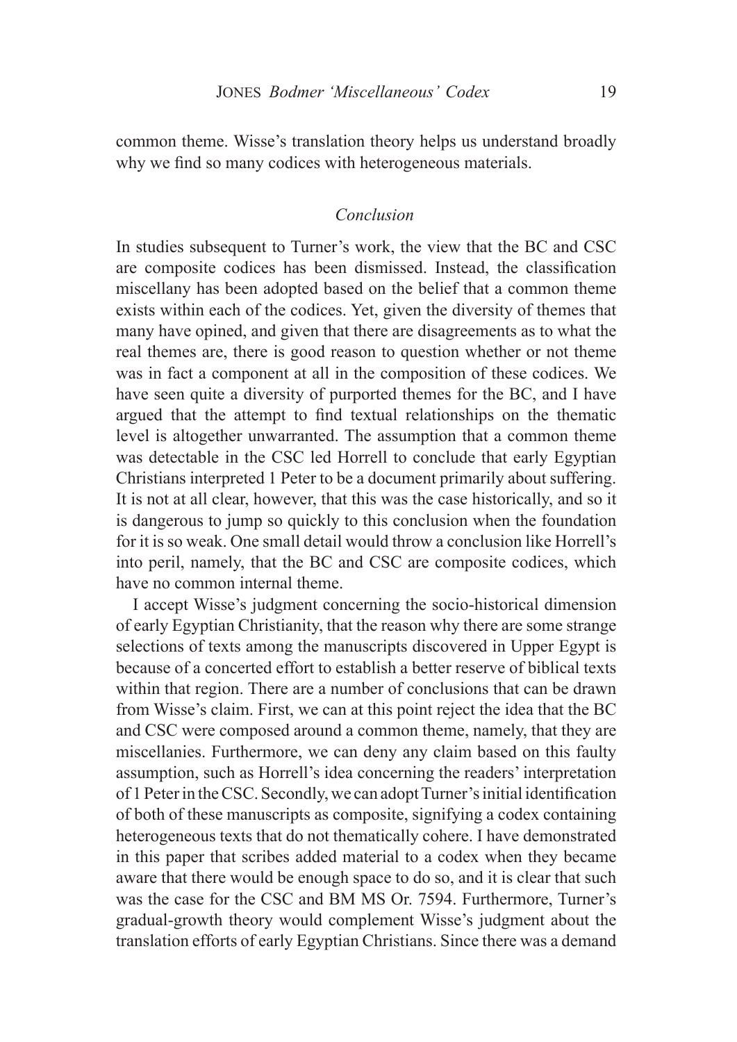common theme. Wisse's translation theory helps us understand broadly why we find so many codices with heterogeneous materials.

## *Conclusion*

In studies subsequent to Turner's work, the view that the BC and CSC are composite codices has been dismissed. Instead, the classification miscellany has been adopted based on the belief that a common theme exists within each of the codices. Yet, given the diversity of themes that many have opined, and given that there are disagreements as to what the real themes are, there is good reason to question whether or not theme was in fact a component at all in the composition of these codices. We have seen quite a diversity of purported themes for the BC, and I have argued that the attempt to find textual relationships on the thematic level is altogether unwarranted. The assumption that a common theme was detectable in the CSC led Horrell to conclude that early Egyptian Christians interpreted 1 Peter to be a document primarily about suffering. It is not at all clear, however, that this was the case historically, and so it is dangerous to jump so quickly to this conclusion when the foundation for it is so weak. One small detail would throw a conclusion like Horrell's into peril, namely, that the BC and CSC are composite codices, which have no common internal theme.

I accept Wisse's judgment concerning the socio-historical dimension of early Egyptian Christianity, that the reason why there are some strange selections of texts among the manuscripts discovered in Upper Egypt is because of a concerted effort to establish a better reserve of biblical texts within that region. There are a number of conclusions that can be drawn from Wisse's claim. First, we can at this point reject the idea that the BC and CSC were composed around a common theme, namely, that they are miscellanies. Furthermore, we can deny any claim based on this faulty assumption, such as Horrell's idea concerning the readers' interpretation of 1 Peter in the CSC. Secondly, we can adopt Turner's initial identification of both of these manuscripts as composite, signifying a codex containing heterogeneous texts that do not thematically cohere. I have demonstrated in this paper that scribes added material to a codex when they became aware that there would be enough space to do so, and it is clear that such was the case for the CSC and BM MS Or. 7594. Furthermore, Turner's gradual-growth theory would complement Wisse's judgment about the translation efforts of early Egyptian Christians. Since there was a demand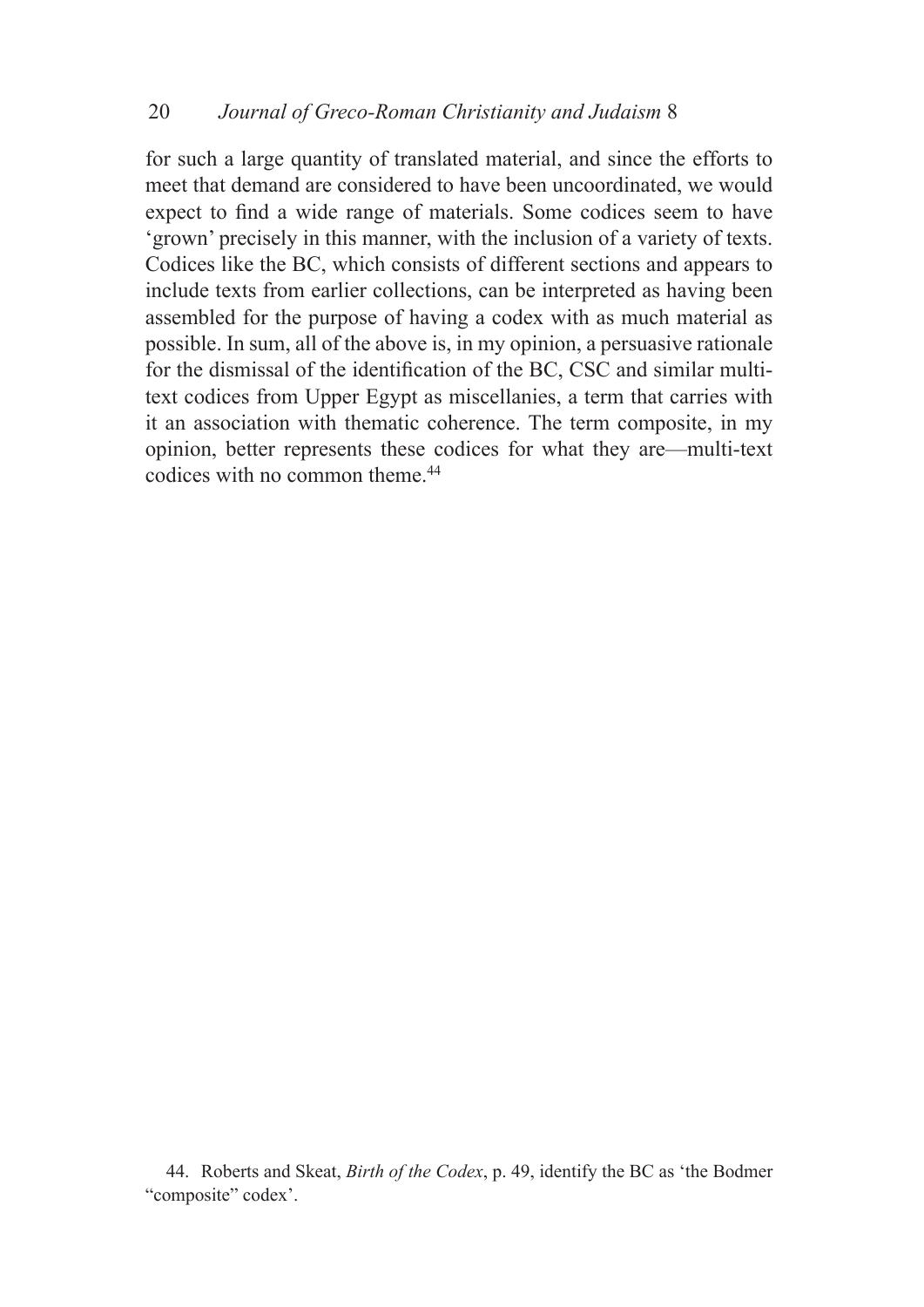for such a large quantity of translated material, and since the efforts to meet that demand are considered to have been uncoordinated, we would expect to find a wide range of materials. Some codices seem to have 'grown' precisely in this manner, with the inclusion of a variety of texts. Codices like the BC, which consists of different sections and appears to include texts from earlier collections, can be interpreted as having been assembled for the purpose of having a codex with as much material as possible. In sum, all of the above is, in my opinion, a persuasive rationale for the dismissal of the identification of the BC, CSC and similar multi-text codices from Upper Egypt as miscellanies, a term that carries with it an association with thematic coherence. The term composite, in my opinion, better represents these codices for what they are—multi-text codices with no common theme.[44]

44. Roberts and Skeat, *Birth of the Codex*, p. 49, identify the BC as 'the Bodmer "composite" codex'.